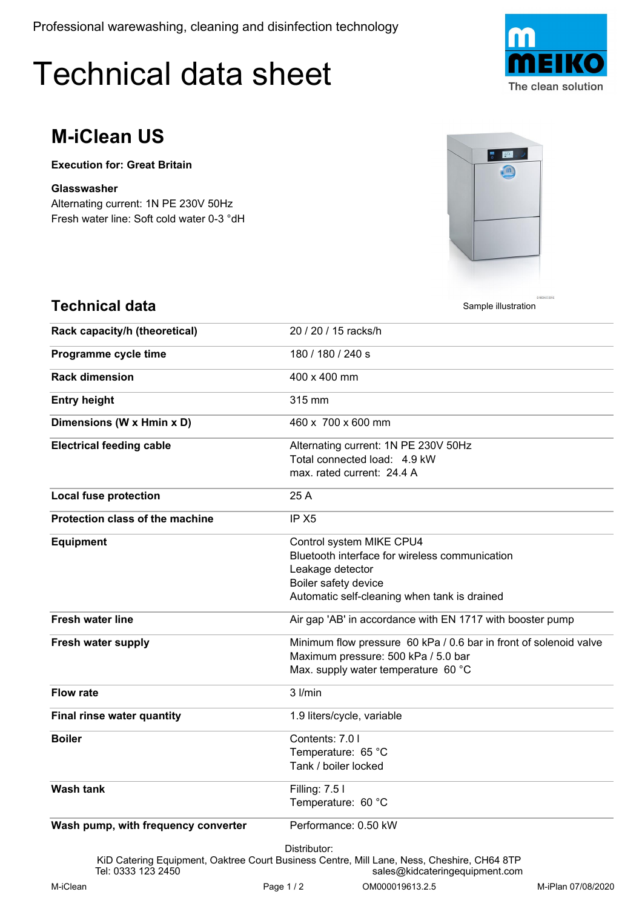Professional warewashing, cleaning and disinfection technology

# Technical data sheet

MEIKO
The clean solution

## M-iClean US

**Execution for: Great Britain**

**Glasswasher**
Alternating current: 1N PE 230V 50Hz
Fresh water line: Soft cold water 0-3 °dH

Sample illustration

## Technical data

| | |
|---|---|
| **Rack capacity/h (theoretical)** | 20 / 20 / 15 racks/h |
| **Programme cycle time** | 180 / 180 / 240 s |
| **Rack dimension** | 400 x 400 mm |
| **Entry height** | 315 mm |
| **Dimensions (W x Hmin x D)** | 460 x 700 x 600 mm |
| **Electrical feeding cable** | Alternating current: 1N PE 230V 50Hz<br>Total connected load: 4.9 kW<br>max. rated current: 24.4 A |
| **Local fuse protection** | 25 A |
| **Protection class of the machine** | IP X5 |
| **Equipment** | Control system MIKE CPU4<br>Bluetooth interface for wireless communication<br>Leakage detector<br>Boiler safety device<br>Automatic self-cleaning when tank is drained |
| **Fresh water line** | Air gap 'AB' in accordance with EN 1717 with booster pump |
| **Fresh water supply** | Minimum flow pressure 60 kPa / 0.6 bar in front of solenoid valve<br>Maximum pressure: 500 kPa / 5.0 bar<br>Max. supply water temperature 60 °C |
| **Flow rate** | 3 l/min |
| **Final rinse water quantity** | 1.9 liters/cycle, variable |
| **Boiler** | Contents: 7.0 l<br>Temperature: 65 °C<br>Tank / boiler locked |
| **Wash tank** | Filling: 7.5 l<br>Temperature: 60 °C |
| **Wash pump, with frequency converter** | Performance: 0.50 kW |

Distributor:
KiD Catering Equipment, Oaktree Court Business Centre, Mill Lane, Ness, Cheshire, CH64 8TP
Tel: 0333 123 2450 sales@kidcateringequipment.com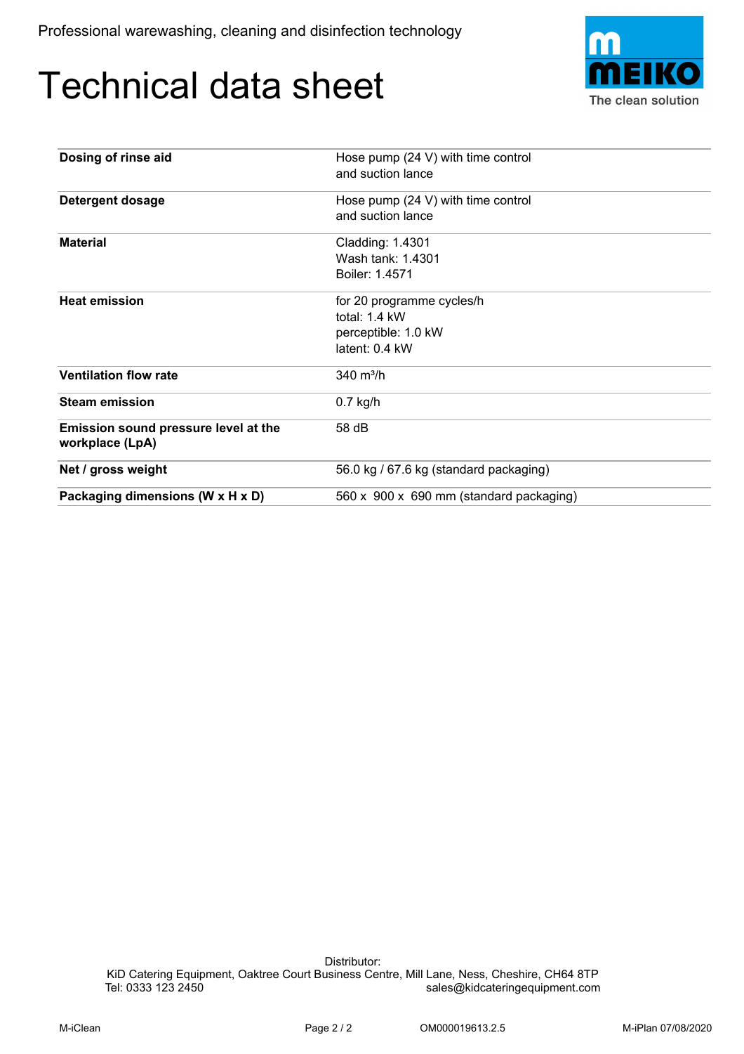Professional warewashing, cleaning and disinfection technology

# Technical data sheet

MEIKO
The clean solution

| | |
|---|---|
| **Dosing of rinse aid** | Hose pump (24 V) with time control and suction lance |
| **Detergent dosage** | Hose pump (24 V) with time control and suction lance |
| **Material** | Cladding: 1.4301<br>Wash tank: 1.4301<br>Boiler: 1.4571 |
| **Heat emission** | for 20 programme cycles/h<br>total: 1.4 kW<br>perceptible: 1.0 kW<br>latent: 0.4 kW |
| **Ventilation flow rate** | 340 m³/h |
| **Steam emission** | 0.7 kg/h |
| **Emission sound pressure level at the workplace (LpA)** | 58 dB |
| **Net / gross weight** | 56.0 kg / 67.6 kg (standard packaging) |
| **Packaging dimensions (W x H x D)** | 560 x 900 x 690 mm (standard packaging) |

Distributor:
KiD Catering Equipment, Oaktree Court Business Centre, Mill Lane, Ness, Cheshire, CH64 8TP
Tel: 0333 123 2450 sales@kidcateringequipment.com

M-iClean OM000019613.2.5 M-iPlan 07/08/2020